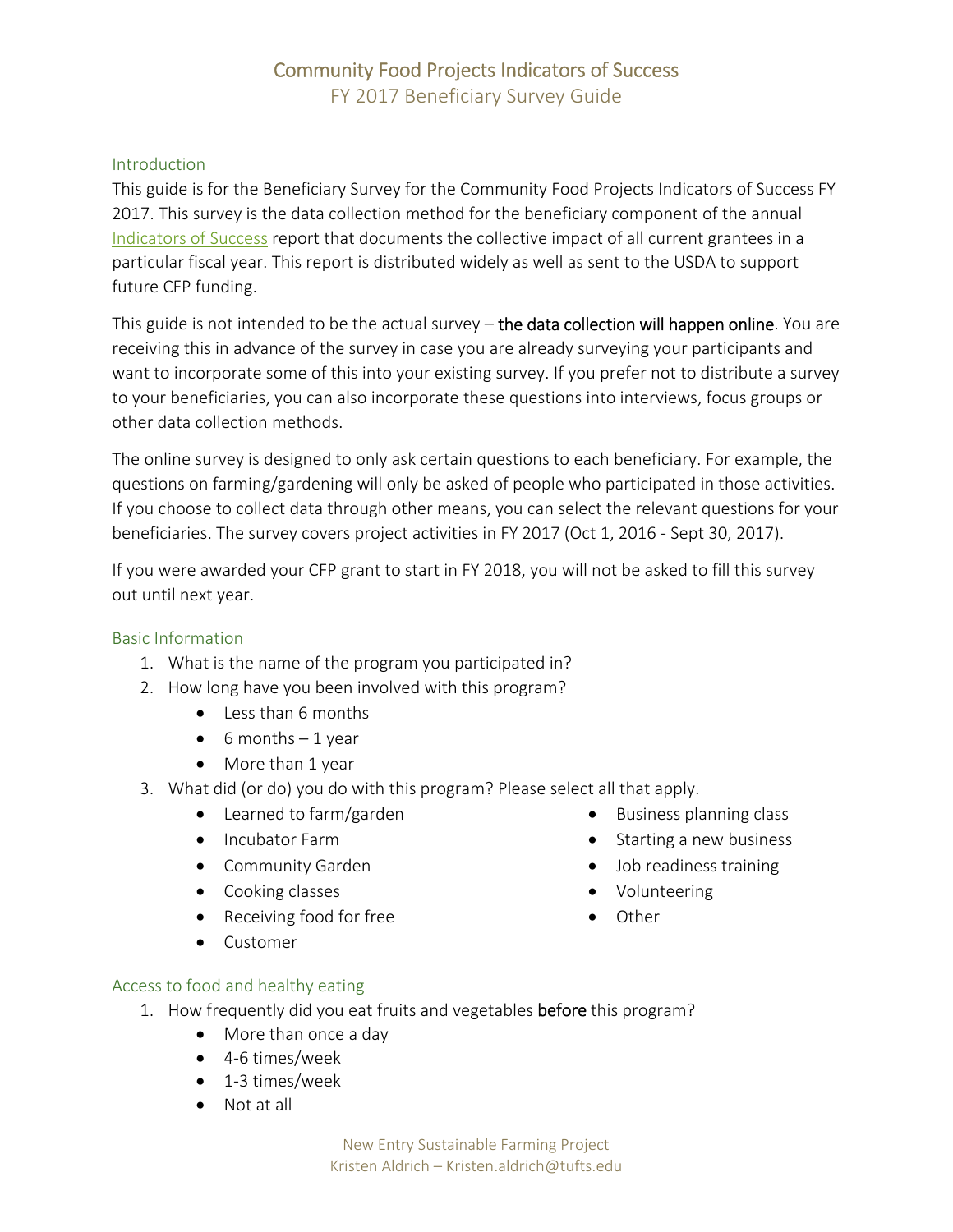# Community Food Projects Indicators of Success

## FY 2017 Beneficiary Survey Guide

### Introduction

This guide is for the Beneficiary Survey for the Community Food Projects Indicators of Success FY 2017. This survey is the data collection method for the beneficiary component of the annual Indicators of Success report that documents the collective impact of all current grantees in a particular fiscal year. This report is distributed widely as well as sent to the USDA to support future CFP funding.

This guide is not intended to be the actual survey – **the data collection will happen online**. You are receiving this in advance of the survey in case you are already surveying your participants and want to incorporate some of this into your existing survey. If you prefer not to distribute a survey to your beneficiaries, you can also incorporate these questions into interviews, focus groups or other data collection methods.

The online survey is designed to only ask certain questions to each beneficiary. For example, the questions on farming/gardening will only be asked of people who participated in those activities. If you choose to collect data through other means, you can select the relevant questions for your beneficiaries. The survey covers project activities in FY 2017 (Oct 1, 2016 - Sept 30, 2017).

If you were awarded your CFP grant to start in FY 2018, you will not be asked to fill this survey out until next year.

### Basic Information

1. What is the name of the program you participated in?
2. How long have you been involved with this program?
   - Less than 6 months
   - 6 months – 1 year
   - More than 1 year
3. What did (or do) you do with this program? Please select all that apply.
   - Learned to farm/garden
   - Incubator Farm
   - Community Garden
   - Cooking classes
   - Receiving food for free
   - Customer
   - Business planning class
   - Starting a new business
   - Job readiness training
   - Volunteering
   - Other

### Access to food and healthy eating

1. How frequently did you eat fruits and vegetables **before** this program?
   - More than once a day
   - 4-6 times/week
   - 1-3 times/week
   - Not at all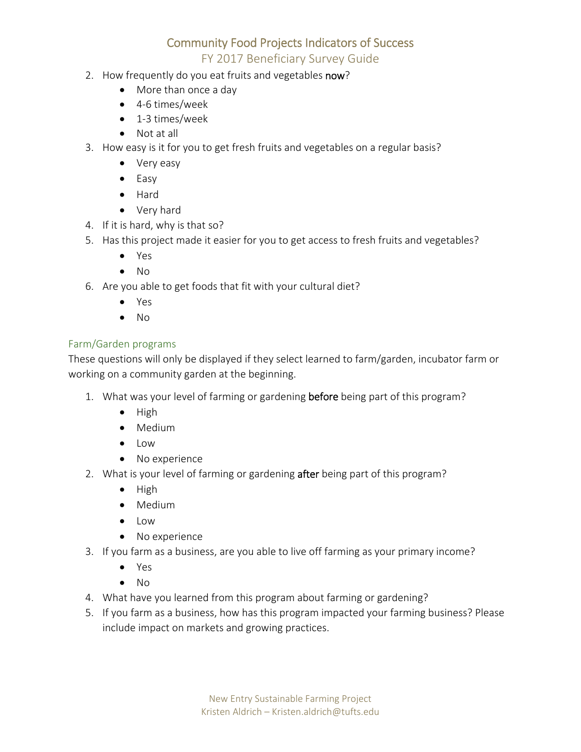2. How frequently do you eat fruits and vegetables **now**?
    - More than once a day
    - 4-6 times/week
    - 1-3 times/week
    - Not at all
3. How easy is it for you to get fresh fruits and vegetables on a regular basis?
    - Very easy
    - Easy
    - Hard
    - Very hard
4. If it is hard, why is that so?
5. Has this project made it easier for you to get access to fresh fruits and vegetables?
    - Yes
    - No
6. Are you able to get foods that fit with your cultural diet?
    - Yes
    - No

### Farm/Garden programs

These questions will only be displayed if they select learned to farm/garden, incubator farm or working on a community garden at the beginning.

1. What was your level of farming or gardening **before** being part of this program?
    - High
    - Medium
    - Low
    - No experience
2. What is your level of farming or gardening **after** being part of this program?
    - High
    - Medium
    - Low
    - No experience
3. If you farm as a business, are you able to live off farming as your primary income?
    - Yes
    - No
4. What have you learned from this program about farming or gardening?
5. If you farm as a business, how has this program impacted your farming business? Please include impact on markets and growing practices.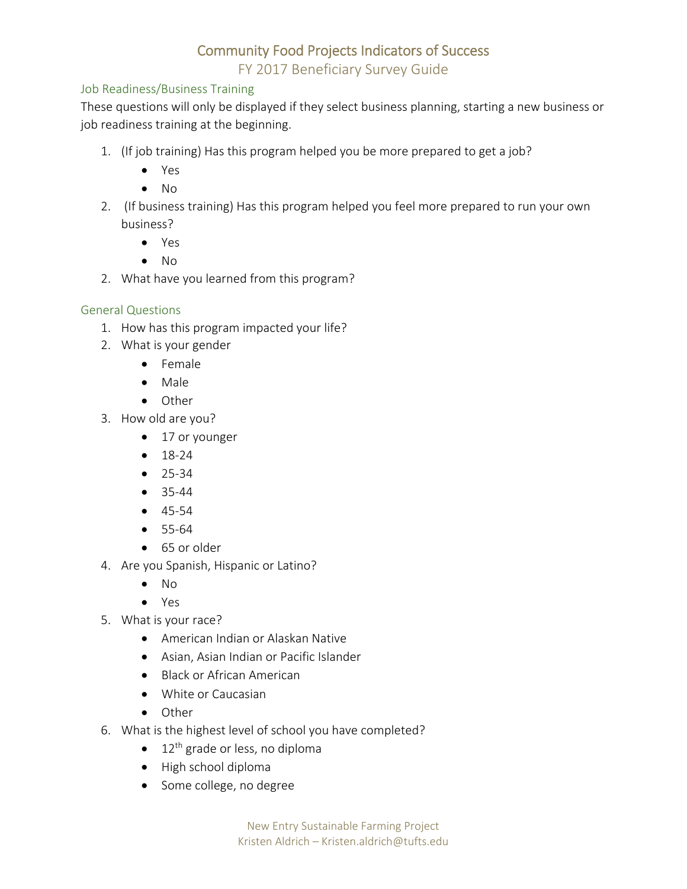# Community Food Projects Indicators of Success

## FY 2017 Beneficiary Survey Guide

### Job Readiness/Business Training

These questions will only be displayed if they select business planning, starting a new business or job readiness training at the beginning.

1. (If job training) Has this program helped you be more prepared to get a job?
    - Yes
    - No
2. (If business training) Has this program helped you feel more prepared to run your own business?
    - Yes
    - No
2. What have you learned from this program?

### General Questions

1. How has this program impacted your life?
2. What is your gender
    - Female
    - Male
    - Other
3. How old are you?
    - 17 or younger
    - 18-24
    - 25-34
    - 35-44
    - 45-54
    - 55-64
    - 65 or older
4. Are you Spanish, Hispanic or Latino?
    - No
    - Yes
5. What is your race?
    - American Indian or Alaskan Native
    - Asian, Asian Indian or Pacific Islander
    - Black or African American
    - White or Caucasian
    - Other
6. What is the highest level of school you have completed?
    - 12th grade or less, no diploma
    - High school diploma
    - Some college, no degree

New Entry Sustainable Farming Project
Kristen Aldrich – Kristen.aldrich@tufts.edu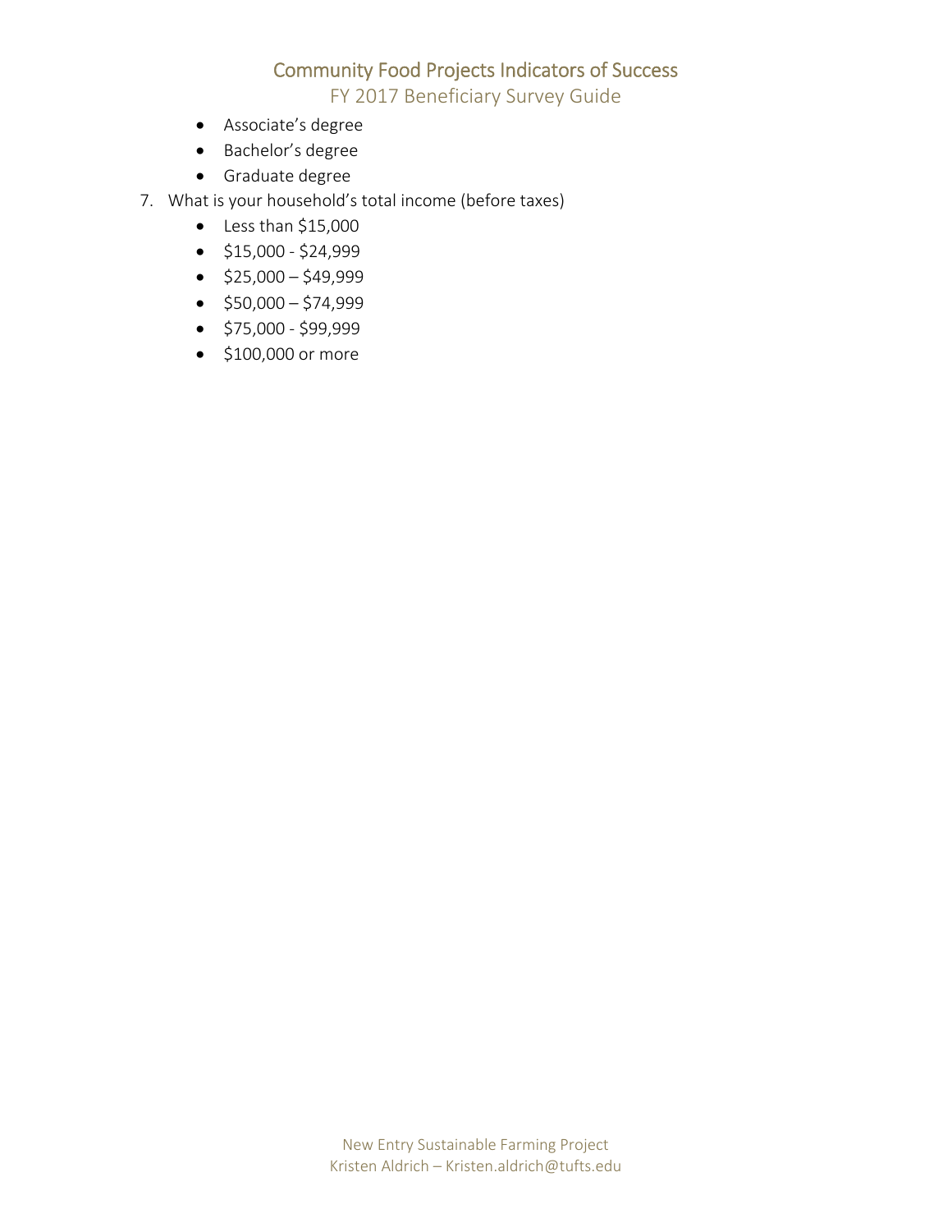- Associate's degree
- Bachelor's degree
- Graduate degree

7. What is your household's total income (before taxes)
    - Less than $15,000
    - $15,000 - $24,999
    - $25,000 – $49,999
    - $50,000 – $74,999
    - $75,000 - $99,999
    - $100,000 or more